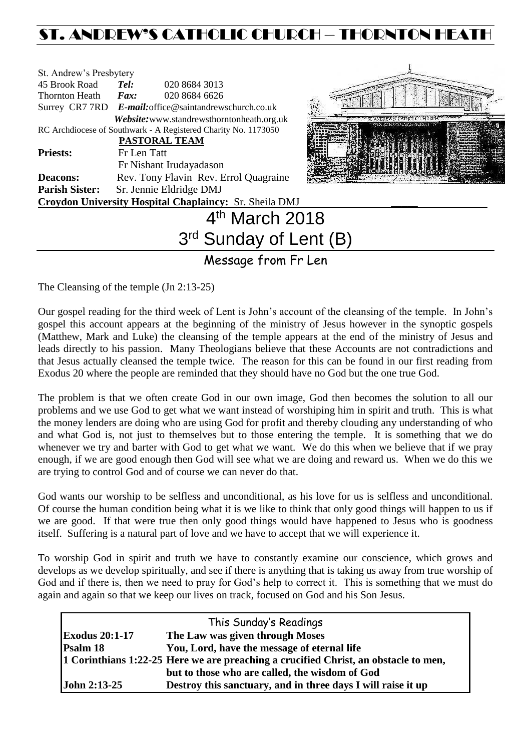# ST. ANDREW'S CATHOLIC CHURCH – THORNTON HEATH

St. Andrew's Presbytery
45 Brook Road *Tel:* 020 8684 3013
Thornton Heath *Fax:* 020 8684 6626
Surrey CR7 7RD *E-mail:* office@saintandrewschurch.co.uk
*Website:* www.standrewsthorntonheath.org.uk
RC Archdiocese of Southwark - A Registered Charity No. 1173050

**PASTORAL TEAM**

**Priests:** Fr Len Tatt
Fr Nishant Irudayadason
**Deacons:** Rev. Tony Flavin Rev. Errol Quagraine
**Parish Sister:** Sr. Jennie Eldridge DMJ
**Croydon University Hospital Chaplaincy:** Sr. Sheila DMJ

# 4th March 2018
# 3rd Sunday of Lent (B)

## Message from Fr Len

The Cleansing of the temple (Jn 2:13-25)

Our gospel reading for the third week of Lent is John's account of the cleansing of the temple. In John's gospel this account appears at the beginning of the ministry of Jesus however in the synoptic gospels (Matthew, Mark and Luke) the cleansing of the temple appears at the end of the ministry of Jesus and leads directly to his passion. Many Theologians believe that these Accounts are not contradictions and that Jesus actually cleansed the temple twice. The reason for this can be found in our first reading from Exodus 20 where the people are reminded that they should have no God but the one true God.

The problem is that we often create God in our own image, God then becomes the solution to all our problems and we use God to get what we want instead of worshiping him in spirit and truth. This is what the money lenders are doing who are using God for profit and thereby clouding any understanding of who and what God is, not just to themselves but to those entering the temple. It is something that we do whenever we try and barter with God to get what we want. We do this when we believe that if we pray enough, if we are good enough then God will see what we are doing and reward us. When we do this we are trying to control God and of course we can never do that.

God wants our worship to be selfless and unconditional, as his love for us is selfless and unconditional. Of course the human condition being what it is we like to think that only good things will happen to us if we are good. If that were true then only good things would have happened to Jesus who is goodness itself. Suffering is a natural part of love and we have to accept that we will experience it.

To worship God in spirit and truth we have to constantly examine our conscience, which grows and develops as we develop spiritually, and see if there is anything that is taking us away from true worship of God and if there is, then we need to pray for God's help to correct it. This is something that we must do again and again so that we keep our lives on track, focused on God and his Son Jesus.

| This Sunday's Readings | |
|---|---|
| **Exodus 20:1-17** | **The Law was given through Moses** |
| **Psalm 18** | **You, Lord, have the message of eternal life** |
| **1 Corinthians 1:22-25** | **Here we are preaching a crucified Christ, an obstacle to men, but to those who are called, the wisdom of God** |
| **John 2:13-25** | **Destroy this sanctuary, and in three days I will raise it up** |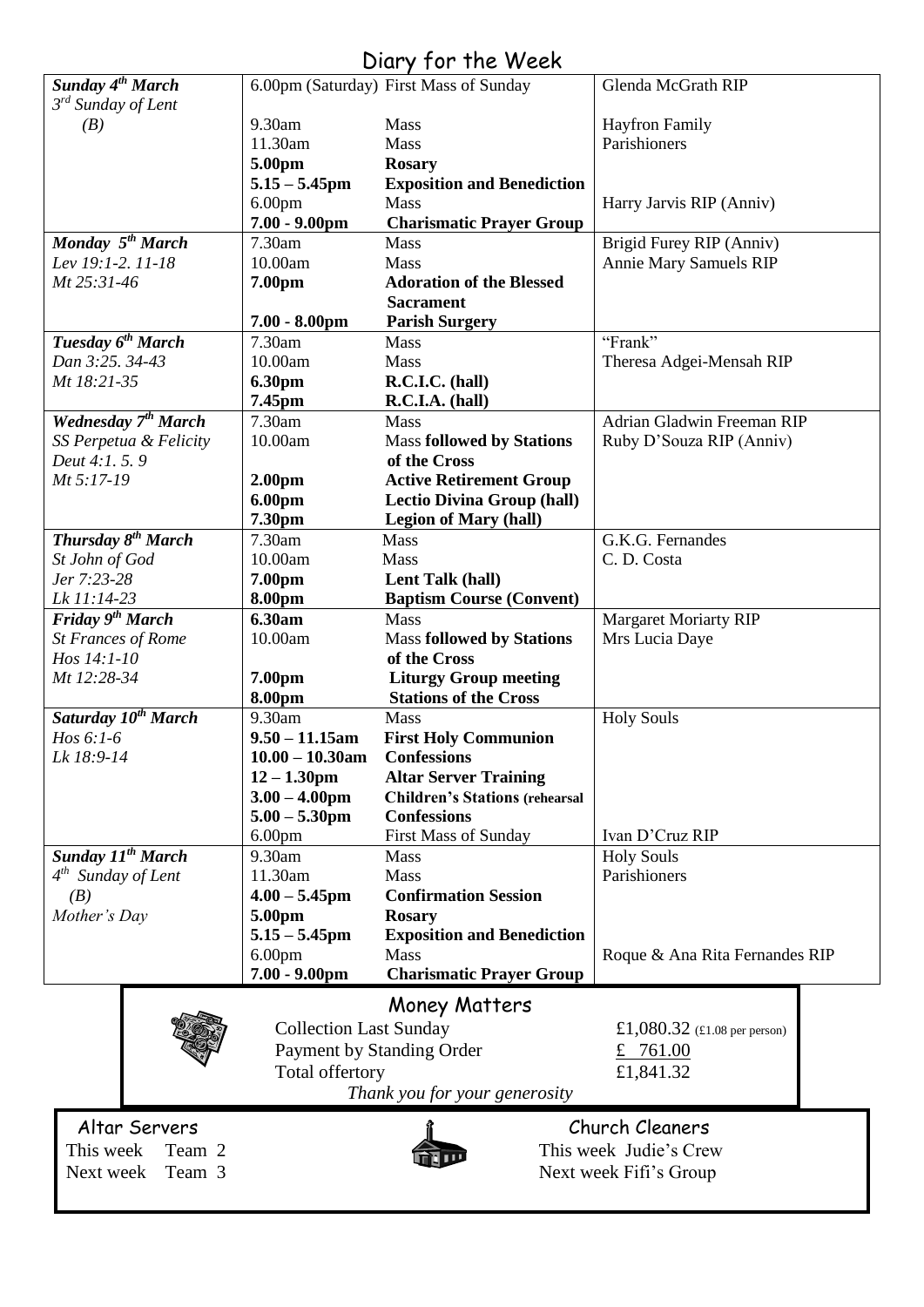# Diary for the Week

| | | | |
|---|---|---|---|
| ***Sunday 4th March*** *3rd Sunday of Lent* *(B)* | 6.00pm (Saturday) | First Mass of Sunday | Glenda McGrath RIP |
| | 9.30am | Mass | Hayfron Family |
| | 11.30am | Mass | Parishioners |
| | **5.00pm** | **Rosary** | |
| | **5.15 – 5.45pm** | **Exposition and Benediction** | |
| | 6.00pm | Mass | Harry Jarvis RIP (Anniv) |
| | **7.00 - 9.00pm** | **Charismatic Prayer Group** | |
| ***Monday 5th March*** *Lev 19:1-2. 11-18* *Mt 25:31-46* | 7.30am | Mass | Brigid Furey RIP (Anniv) |
| | 10.00am | Mass | Annie Mary Samuels RIP |
| | **7.00pm** | **Adoration of the Blessed Sacrament** | |
| | **7.00 - 8.00pm** | **Parish Surgery** | |
| ***Tuesday 6th March*** *Dan 3:25. 34-43* *Mt 18:21-35* | 7.30am | Mass | "Frank" |
| | 10.00am | Mass | Theresa Adgei-Mensah RIP |
| | **6.30pm** | **R.C.I.C. (hall)** | |
| | **7.45pm** | **R.C.I.A. (hall)** | |
| ***Wednesday 7th March*** *SS Perpetua & Felicity* *Deut 4:1. 5. 9* *Mt 5:17-19* | 7.30am | Mass | Adrian Gladwin Freeman RIP |
| | 10.00am | Mass **followed by Stations of the Cross** | Ruby D'Souza RIP (Anniv) |
| | **2.00pm** | **Active Retirement Group** | |
| | **6.00pm** | **Lectio Divina Group (hall)** | |
| | **7.30pm** | **Legion of Mary (hall)** | |
| ***Thursday 8th March*** *St John of God* *Jer 7:23-28* *Lk 11:14-23* | 7.30am | Mass | G.K.G. Fernandes |
| | 10.00am | Mass | C. D. Costa |
| | **7.00pm** | **Lent Talk (hall)** | |
| | **8.00pm** | **Baptism Course (Convent)** | |
| ***Friday 9th March*** *St Frances of Rome* *Hos 14:1-10* *Mt 12:28-34* | **6.30am** | Mass | Margaret Moriarty RIP |
| | 10.00am | Mass **followed by Stations of the Cross** | Mrs Lucia Daye |
| | **7.00pm** | **Liturgy Group meeting** | |
| | **8.00pm** | **Stations of the Cross** | |
| ***Saturday 10th March*** *Hos 6:1-6* *Lk 18:9-14* | 9.30am | Mass | Holy Souls |
| | **9.50 – 11.15am** | **First Holy Communion** | |
| | **10.00 – 10.30am** | **Confessions** | |
| | **12 – 1.30pm** | **Altar Server Training** | |
| | **3.00 – 4.00pm** | **Children's Stations (rehearsal** | |
| | **5.00 – 5.30pm** | **Confessions** | |
| | 6.00pm | First Mass of Sunday | Ivan D'Cruz RIP |
| ***Sunday 11th March*** *4th Sunday of Lent* *(B)* *Mother's Day* | 9.30am | Mass | Holy Souls |
| | 11.30am | Mass | Parishioners |
| | **4.00 – 5.45pm** | **Confirmation Session** | |
| | **5.00pm** | **Rosary** | |
| | **5.15 – 5.45pm** | **Exposition and Benediction** | |
| | 6.00pm | Mass | Roque & Ana Rita Fernandes RIP |
| | **7.00 - 9.00pm** | **Charismatic Prayer Group** | |

## Money Matters

| | |
|---|---|
| Collection Last Sunday | £1,080.32 (£1.08 per person) |
| Payment by Standing Order | £ 761.00 |
| Total offertory | £1,841.32 |

*Thank you for your generosity*

## Altar Servers

This week Team 2
Next week Team 3

## Church Cleaners

This week Judie's Crew
Next week Fifi's Group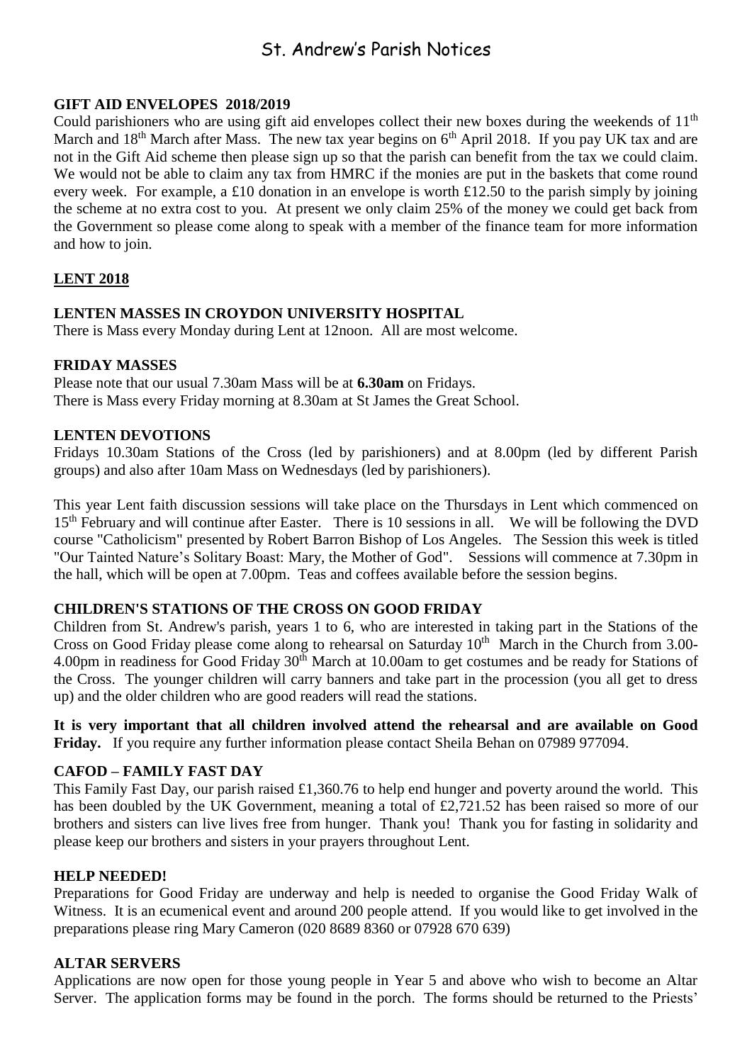# St. Andrew's Parish Notices

**GIFT AID ENVELOPES 2018/2019**

Could parishioners who are using gift aid envelopes collect their new boxes during the weekends of 11th March and 18th March after Mass. The new tax year begins on 6th April 2018. If you pay UK tax and are not in the Gift Aid scheme then please sign up so that the parish can benefit from the tax we could claim. We would not be able to claim any tax from HMRC if the monies are put in the baskets that come round every week. For example, a £10 donation in an envelope is worth £12.50 to the parish simply by joining the scheme at no extra cost to you. At present we only claim 25% of the money we could get back from the Government so please come along to speak with a member of the finance team for more information and how to join.

**LENT 2018**

**LENTEN MASSES IN CROYDON UNIVERSITY HOSPITAL**

There is Mass every Monday during Lent at 12noon. All are most welcome.

**FRIDAY MASSES**

Please note that our usual 7.30am Mass will be at **6.30am** on Fridays.
There is Mass every Friday morning at 8.30am at St James the Great School.

**LENTEN DEVOTIONS**

Fridays 10.30am Stations of the Cross (led by parishioners) and at 8.00pm (led by different Parish groups) and also after 10am Mass on Wednesdays (led by parishioners).

This year Lent faith discussion sessions will take place on the Thursdays in Lent which commenced on 15th February and will continue after Easter. There is 10 sessions in all. We will be following the DVD course "Catholicism" presented by Robert Barron Bishop of Los Angeles. The Session this week is titled "Our Tainted Nature's Solitary Boast: Mary, the Mother of God". Sessions will commence at 7.30pm in the hall, which will be open at 7.00pm. Teas and coffees available before the session begins.

**CHILDREN'S STATIONS OF THE CROSS ON GOOD FRIDAY**

Children from St. Andrew's parish, years 1 to 6, who are interested in taking part in the Stations of the Cross on Good Friday please come along to rehearsal on Saturday 10th March in the Church from 3.00-4.00pm in readiness for Good Friday 30th March at 10.00am to get costumes and be ready for Stations of the Cross. The younger children will carry banners and take part in the procession (you all get to dress up) and the older children who are good readers will read the stations.

**It is very important that all children involved attend the rehearsal and are available on Good Friday.** If you require any further information please contact Sheila Behan on 07989 977094.

**CAFOD – FAMILY FAST DAY**

This Family Fast Day, our parish raised £1,360.76 to help end hunger and poverty around the world. This has been doubled by the UK Government, meaning a total of £2,721.52 has been raised so more of our brothers and sisters can live lives free from hunger. Thank you! Thank you for fasting in solidarity and please keep our brothers and sisters in your prayers throughout Lent.

**HELP NEEDED!**

Preparations for Good Friday are underway and help is needed to organise the Good Friday Walk of Witness. It is an ecumenical event and around 200 people attend. If you would like to get involved in the preparations please ring Mary Cameron (020 8689 8360 or 07928 670 639)

**ALTAR SERVERS**

Applications are now open for those young people in Year 5 and above who wish to become an Altar Server. The application forms may be found in the porch. The forms should be returned to the Priests'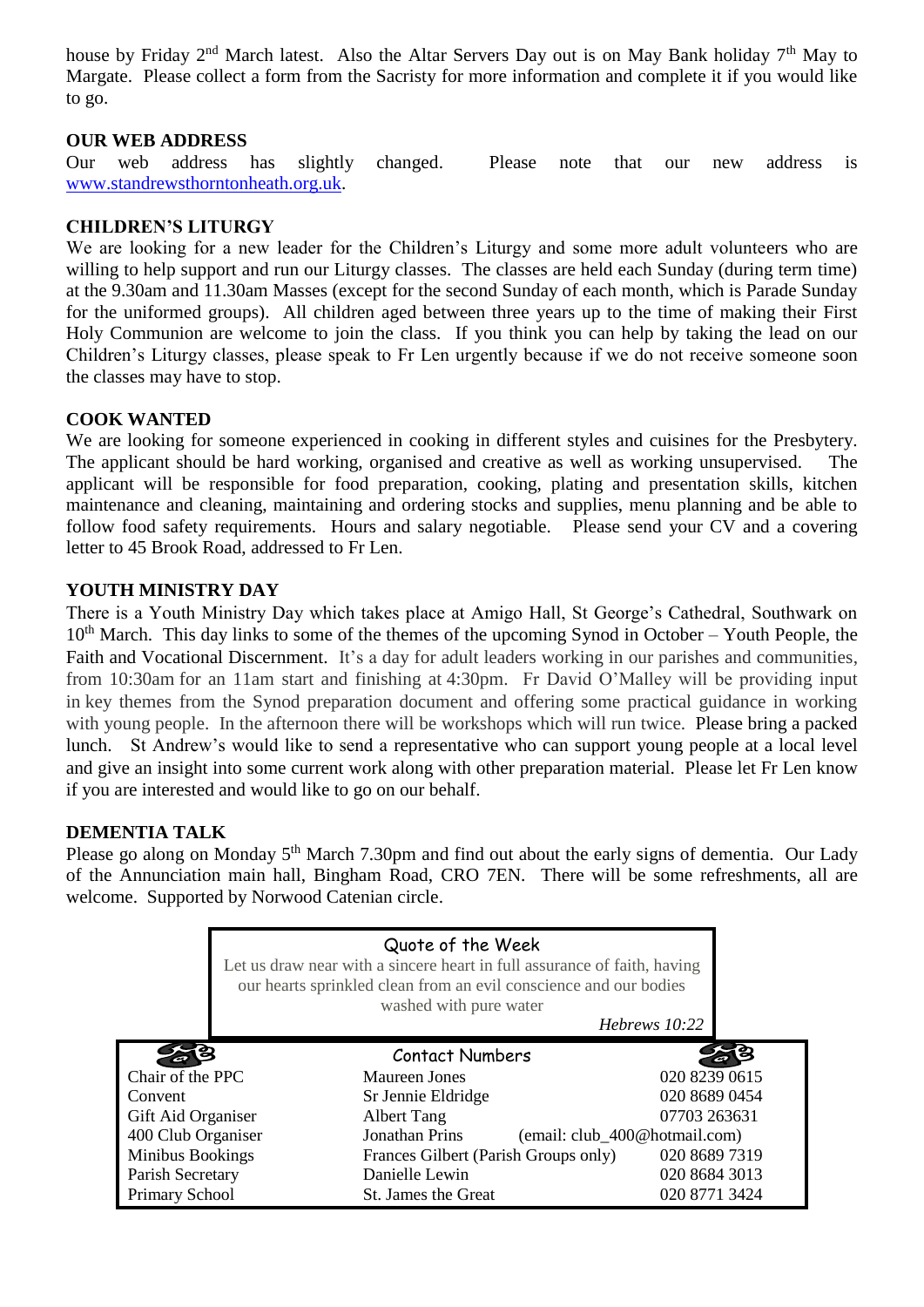house by Friday 2nd March latest. Also the Altar Servers Day out is on May Bank holiday 7th May to Margate. Please collect a form from the Sacristy for more information and complete it if you would like to go.

## OUR WEB ADDRESS

Our web address has slightly changed. Please note that our new address is www.standrewsthorntonheath.org.uk.

## CHILDREN'S LITURGY

We are looking for a new leader for the Children's Liturgy and some more adult volunteers who are willing to help support and run our Liturgy classes. The classes are held each Sunday (during term time) at the 9.30am and 11.30am Masses (except for the second Sunday of each month, which is Parade Sunday for the uniformed groups). All children aged between three years up to the time of making their First Holy Communion are welcome to join the class. If you think you can help by taking the lead on our Children's Liturgy classes, please speak to Fr Len urgently because if we do not receive someone soon the classes may have to stop.

## COOK WANTED

We are looking for someone experienced in cooking in different styles and cuisines for the Presbytery. The applicant should be hard working, organised and creative as well as working unsupervised. The applicant will be responsible for food preparation, cooking, plating and presentation skills, kitchen maintenance and cleaning, maintaining and ordering stocks and supplies, menu planning and be able to follow food safety requirements. Hours and salary negotiable. Please send your CV and a covering letter to 45 Brook Road, addressed to Fr Len.

## YOUTH MINISTRY DAY

There is a Youth Ministry Day which takes place at Amigo Hall, St George's Cathedral, Southwark on 10th March. This day links to some of the themes of the upcoming Synod in October – Youth People, the Faith and Vocational Discernment. It's a day for adult leaders working in our parishes and communities, from 10:30am for an 11am start and finishing at 4:30pm. Fr David O'Malley will be providing input in key themes from the Synod preparation document and offering some practical guidance in working with young people. In the afternoon there will be workshops which will run twice. Please bring a packed lunch. St Andrew's would like to send a representative who can support young people at a local level and give an insight into some current work along with other preparation material. Please let Fr Len know if you are interested and would like to go on our behalf.

## DEMENTIA TALK

Please go along on Monday 5th March 7.30pm and find out about the early signs of dementia. Our Lady of the Annunciation main hall, Bingham Road, CRO 7EN. There will be some refreshments, all are welcome. Supported by Norwood Catenian circle.

**Quote of the Week**

Let us draw near with a sincere heart in full assurance of faith, having our hearts sprinkled clean from an evil conscience and our bodies washed with pure water

*Hebrews 10:22*

**Contact Numbers**

| | | |
|---|---|---|
| Chair of the PPC | Maureen Jones | 020 8239 0615 |
| Convent | Sr Jennie Eldridge | 020 8689 0454 |
| Gift Aid Organiser | Albert Tang | 07703 263631 |
| 400 Club Organiser | Jonathan Prins | (email: club_400@hotmail.com) |
| Minibus Bookings | Frances Gilbert (Parish Groups only) | 020 8689 7319 |
| Parish Secretary | Danielle Lewin | 020 8684 3013 |
| Primary School | St. James the Great | 020 8771 3424 |